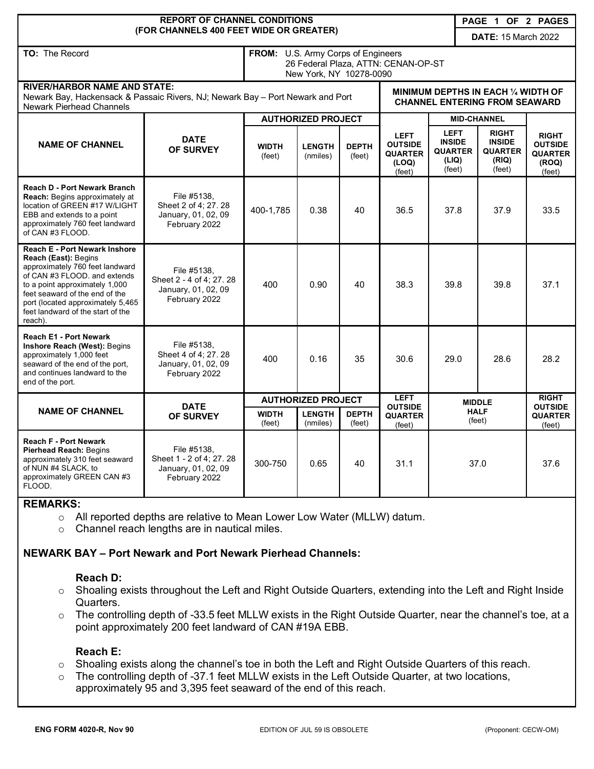**REPORT OF CHANNEL CONDITIONS (FOR CHANNELS 400 FEET WIDE OR GREATER)**

**DATE:** 15 March 2022

**TO:** The Record

**FROM:** U.S. Army Corps of Engineers
26 Federal Plaza, ATTN: CENAN-OP-ST
New York, NY 10278-0090

**RIVER/HARBOR NAME AND STATE:**
Newark Bay, Hackensack & Passaic Rivers, NJ; Newark Bay – Port Newark and Port Newark Pierhead Channels

**MINIMUM DEPTHS IN EACH ¼ WIDTH OF CHANNEL ENTERING FROM SEAWARD**

| NAME OF CHANNEL | DATE OF SURVEY | AUTHORIZED PROJECT WIDTH (feet) | AUTHORIZED PROJECT LENGTH (nmiles) | AUTHORIZED PROJECT DEPTH (feet) | LEFT OUTSIDE QUARTER (LOQ) (feet) | MID-CHANNEL: LEFT INSIDE QUARTER (LIQ) (feet) | MID-CHANNEL: RIGHT INSIDE QUARTER (RIQ) (feet) | RIGHT OUTSIDE QUARTER (ROQ) (feet) |
|---|---|---|---|---|---|---|---|---|
| **Reach D - Port Newark Branch Reach:** Begins approximately at location of GREEN #17 W/LIGHT EBB and extends to a point approximately 760 feet landward of CAN #3 FLOOD. | File #5138, Sheet 2 of 4; 27. 28 January, 01, 02, 09 February 2022 | 400-1,785 | 0.38 | 40 | 36.5 | 37.8 | 37.9 | 33.5 |
| **Reach E - Port Newark Inshore Reach (East):** Begins approximately 760 feet landward of CAN #3 FLOOD. and extends to a point approximately 1,000 feet seaward of the end of the port (located approximately 5,465 feet landward of the start of the reach). | File #5138, Sheet 2 - 4 of 4; 27. 28 January, 01, 02, 09 February 2022 | 400 | 0.90 | 40 | 38.3 | 39.8 | 39.8 | 37.1 |
| **Reach E1 - Port Newark Inshore Reach (West):** Begins approximately 1,000 feet seaward of the end of the port, and continues landward to the end of the port. | File #5138, Sheet 4 of 4; 27. 28 January, 01, 02, 09 February 2022 | 400 | 0.16 | 35 | 30.6 | 29.0 | 28.6 | 28.2 |

| NAME OF CHANNEL | DATE OF SURVEY | AUTHORIZED PROJECT WIDTH (feet) | AUTHORIZED PROJECT LENGTH (nmiles) | AUTHORIZED PROJECT DEPTH (feet) | LEFT OUTSIDE QUARTER (feet) | MIDDLE HALF (feet) | RIGHT OUTSIDE QUARTER (feet) |
|---|---|---|---|---|---|---|---|
| **Reach F - Port Newark Pierhead Reach:** Begins approximately 310 feet seaward of NUN #4 SLACK, to approximately GREEN CAN #3 FLOOD. | File #5138, Sheet 1 - 2 of 4; 27. 28 January, 01, 02, 09 February 2022 | 300-750 | 0.65 | 40 | 31.1 | 37.0 | 37.6 |

**REMARKS:**

- All reported depths are relative to Mean Lower Low Water (MLLW) datum.
- Channel reach lengths are in nautical miles.

**NEWARK BAY – Port Newark and Port Newark Pierhead Channels:**

**Reach D:**

- Shoaling exists throughout the Left and Right Outside Quarters, extending into the Left and Right Inside Quarters.
- The controlling depth of -33.5 feet MLLW exists in the Right Outside Quarter, near the channel's toe, at a point approximately 200 feet landward of CAN #19A EBB.

**Reach E:**

- Shoaling exists along the channel's toe in both the Left and Right Outside Quarters of this reach.
- The controlling depth of -37.1 feet MLLW exists in the Left Outside Quarter, at two locations, approximately 95 and 3,395 feet seaward of the end of this reach.

ENG FORM 4020-R, Nov 90 — EDITION OF JUL 59 IS OBSOLETE — (Proponent: CECW-OM)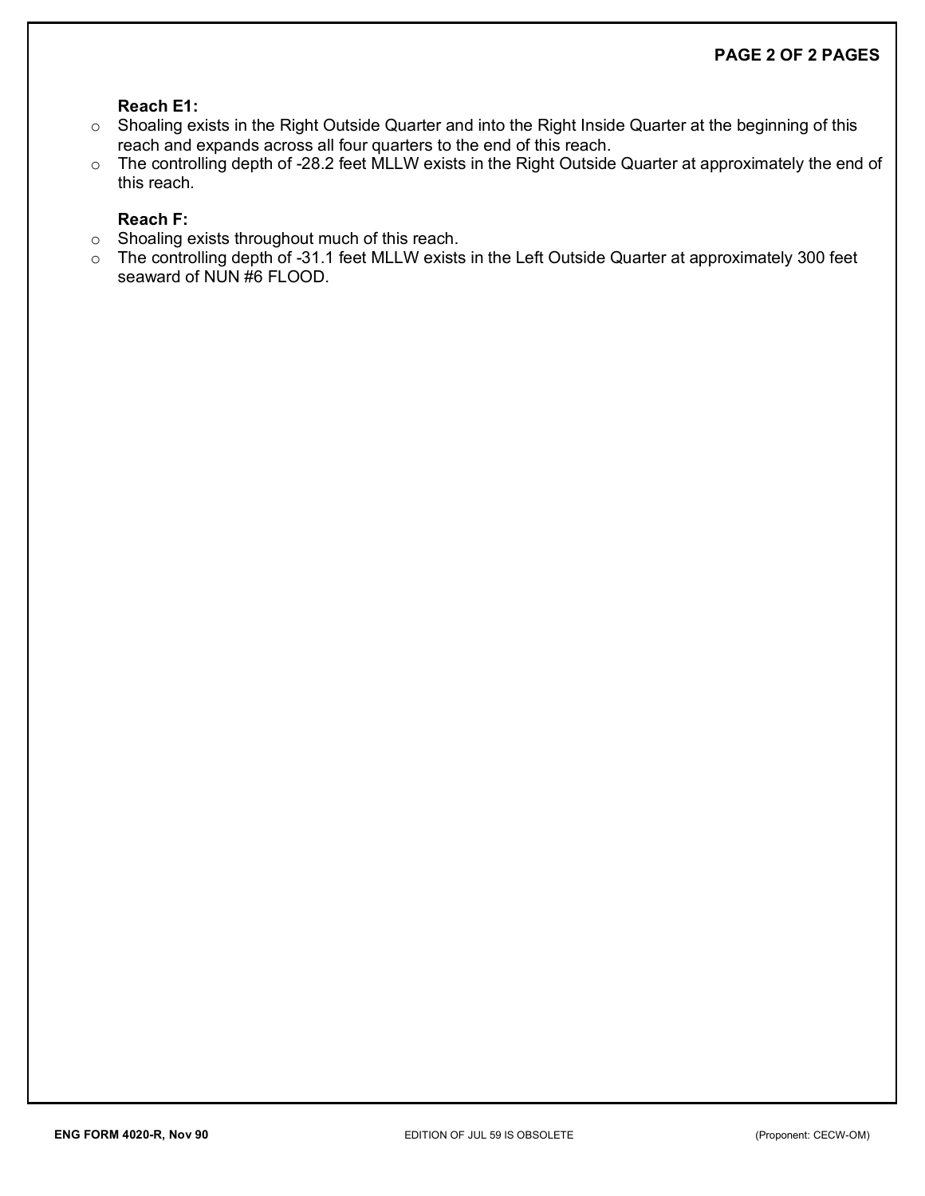**Reach E1:**

- Shoaling exists in the Right Outside Quarter and into the Right Inside Quarter at the beginning of this reach and expands across all four quarters to the end of this reach.
- The controlling depth of -28.2 feet MLLW exists in the Right Outside Quarter at approximately the end of this reach.

**Reach F:**

- Shoaling exists throughout much of this reach.
- The controlling depth of -31.1 feet MLLW exists in the Left Outside Quarter at approximately 300 feet seaward of NUN #6 FLOOD.